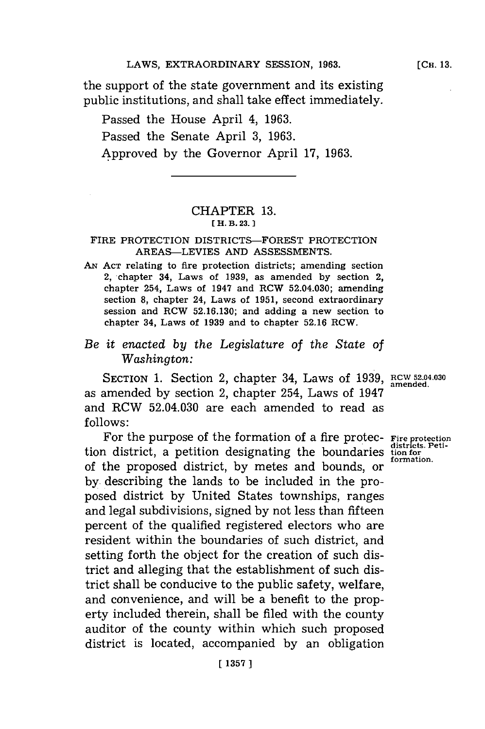the support of the state government and its existing public institutions, and shall take effect immediately.

Passed the House April 4, 1963.

Passed the Senate April 3, 1963.

Approved by the Governor April 17, 1963.

---

## CHAPTER 13.

[H. B. 23.]

### FIRE PROTECTION DISTRICTS—FOREST PROTECTION AREAS—LEVIES AND ASSESSMENTS.

AN ACT relating to fire protection districts; amending section 2, chapter 34, Laws of 1939, as amended by section 2, chapter 254, Laws of 1947 and RCW 52.04.030; amending section 8, chapter 24, Laws of 1951, second extraordinary session and RCW 52.16.130; and adding a new section to chapter 34, Laws of 1939 and to chapter 52.16 RCW.

*Be it enacted by the Legislature of the State of Washington:*

SECTION 1. Section 2, chapter 34, Laws of 1939, as amended by section 2, chapter 254, Laws of 1947 and RCW 52.04.030 are each amended to read as follows:

RCW 52.04.030 amended.

Fire protection districts. Petition for formation.

For the purpose of the formation of a fire protection district, a petition designating the boundaries of the proposed district, by metes and bounds, or by describing the lands to be included in the proposed district by United States townships, ranges and legal subdivisions, signed by not less than fifteen percent of the qualified registered electors who are resident within the boundaries of such district, and setting forth the object for the creation of such district and alleging that the establishment of such district shall be conducive to the public safety, welfare, and convenience, and will be a benefit to the property included therein, shall be filed with the county auditor of the county within which such proposed district is located, accompanied by an obligation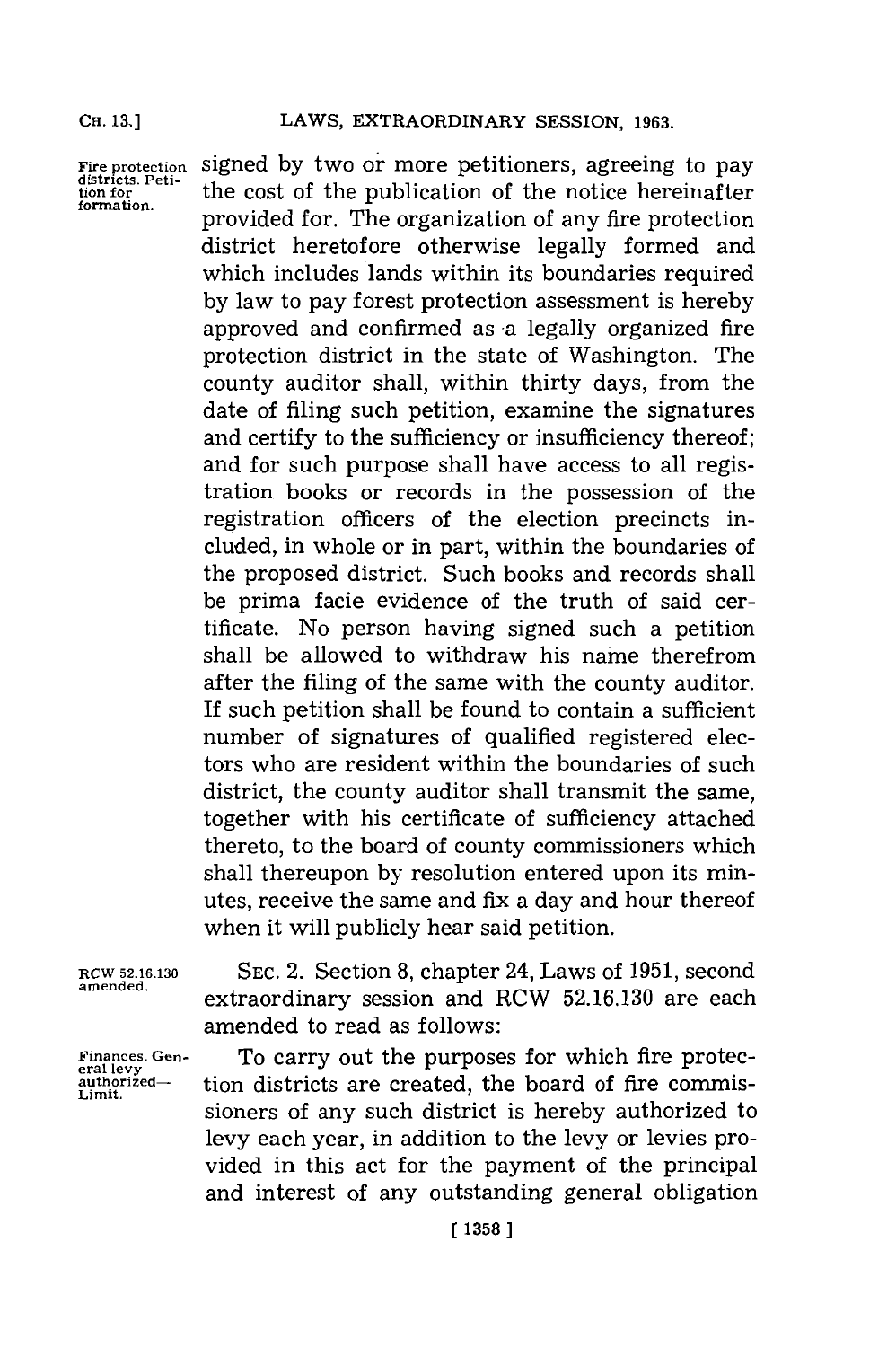Fire protection districts. Petition for formation.

signed by two or more petitioners, agreeing to pay the cost of the publication of the notice hereinafter provided for. The organization of any fire protection district heretofore otherwise legally formed and which includes lands within its boundaries required by law to pay forest protection assessment is hereby approved and confirmed as a legally organized fire protection district in the state of Washington. The county auditor shall, within thirty days, from the date of filing such petition, examine the signatures and certify to the sufficiency or insufficiency thereof; and for such purpose shall have access to all registration books or records in the possession of the registration officers of the election precincts included, in whole or in part, within the boundaries of the proposed district. Such books and records shall be prima facie evidence of the truth of said certificate. No person having signed such a petition shall be allowed to withdraw his name therefrom after the filing of the same with the county auditor. If such petition shall be found to contain a sufficient number of signatures of qualified registered electors who are resident within the boundaries of such district, the county auditor shall transmit the same, together with his certificate of sufficiency attached thereto, to the board of county commissioners which shall thereupon by resolution entered upon its minutes, receive the same and fix a day and hour thereof when it will publicly hear said petition.

RCW 52.16.130 amended.

SEC. 2. Section 8, chapter 24, Laws of 1951, second extraordinary session and RCW 52.16.130 are each amended to read as follows:

Finances. General levy authorized—Limit.

To carry out the purposes for which fire protection districts are created, the board of fire commissioners of any such district is hereby authorized to levy each year, in addition to the levy or levies provided in this act for the payment of the principal and interest of any outstanding general obligation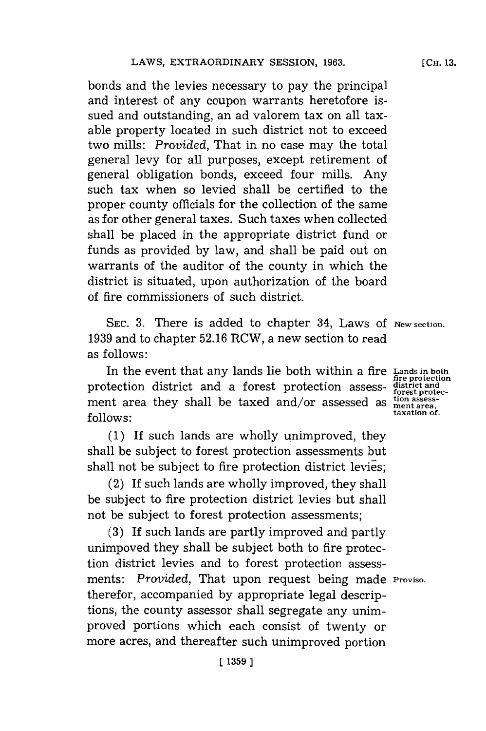bonds and the levies necessary to pay the principal and interest of any coupon warrants heretofore issued and outstanding, an ad valorem tax on all taxable property located in such district not to exceed two mills: *Provided*, That in no case may the total general levy for all purposes, except retirement of general obligation bonds, exceed four mills. Any such tax when so levied shall be certified to the proper county officials for the collection of the same as for other general taxes. Such taxes when collected shall be placed in the appropriate district fund or funds as provided by law, and shall be paid out on warrants of the auditor of the county in which the district is situated, upon authorization of the board of fire commissioners of such district.

SEC. 3. There is added to chapter 34, Laws of 1939 and to chapter 52.16 RCW, a new section to read as follows: *New section.*

In the event that any lands lie both within a fire protection district and a forest protection assessment area they shall be taxed and/or assessed as follows: *Lands in both fire protection district and forest protection assessment area, taxation of.*

(1) If such lands are wholly unimproved, they shall be subject to forest protection assessments but shall not be subject to fire protection district levies;

(2) If such lands are wholly improved, they shall be subject to fire protection district levies but shall not be subject to forest protection assessments;

(3) If such lands are partly improved and partly unimpoved they shall be subject both to fire protection district levies and to forest protection assessments: *Provided*, That upon request being made therefor, accompanied by appropriate legal descriptions, the county assessor shall segregate any unimproved portions which each consist of twenty or more acres, and thereafter such unimproved portion *Proviso.*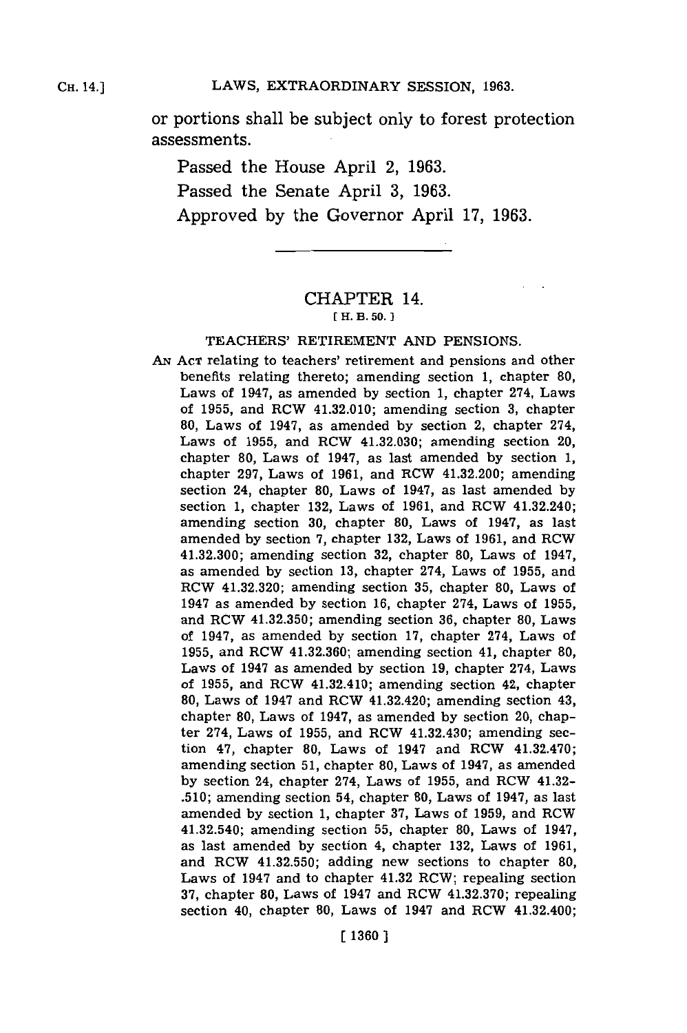or portions shall be subject only to forest protection assessments.

Passed the House April 2, 1963.

Passed the Senate April 3, 1963.

Approved by the Governor April 17, 1963.

---

## CHAPTER 14.

[ H. B. 50. ]

### TEACHERS' RETIREMENT AND PENSIONS.

AN ACT relating to teachers' retirement and pensions and other benefits relating thereto; amending section 1, chapter 80, Laws of 1947, as amended by section 1, chapter 274, Laws of 1955, and RCW 41.32.010; amending section 3, chapter 80, Laws of 1947, as amended by section 2, chapter 274, Laws of 1955, and RCW 41.32.030; amending section 20, chapter 80, Laws of 1947, as last amended by section 1, chapter 297, Laws of 1961, and RCW 41.32.200; amending section 24, chapter 80, Laws of 1947, as last amended by section 1, chapter 132, Laws of 1961, and RCW 41.32.240; amending section 30, chapter 80, Laws of 1947, as last amended by section 7, chapter 132, Laws of 1961, and RCW 41.32.300; amending section 32, chapter 80, Laws of 1947, as amended by section 13, chapter 274, Laws of 1955, and RCW 41.32.320; amending section 35, chapter 80, Laws of 1947 as amended by section 16, chapter 274, Laws of 1955, and RCW 41.32.350; amending section 36, chapter 80, Laws of 1947, as amended by section 17, chapter 274, Laws of 1955, and RCW 41.32.360; amending section 41, chapter 80, Laws of 1947 as amended by section 19, chapter 274, Laws of 1955, and RCW 41.32.410; amending section 42, chapter 80, Laws of 1947 and RCW 41.32.420; amending section 43, chapter 80, Laws of 1947, as amended by section 20, chapter 274, Laws of 1955, and RCW 41.32.430; amending section 47, chapter 80, Laws of 1947 and RCW 41.32.470; amending section 51, chapter 80, Laws of 1947, as amended by section 24, chapter 274, Laws of 1955, and RCW 41.32.510; amending section 54, chapter 80, Laws of 1947, as last amended by section 1, chapter 37, Laws of 1959, and RCW 41.32.540; amending section 55, chapter 80, Laws of 1947, as last amended by section 4, chapter 132, Laws of 1961, and RCW 41.32.550; adding new sections to chapter 80, Laws of 1947 and to chapter 41.32 RCW; repealing section 37, chapter 80, Laws of 1947 and RCW 41.32.370; repealing section 40, chapter 80, Laws of 1947 and RCW 41.32.400;